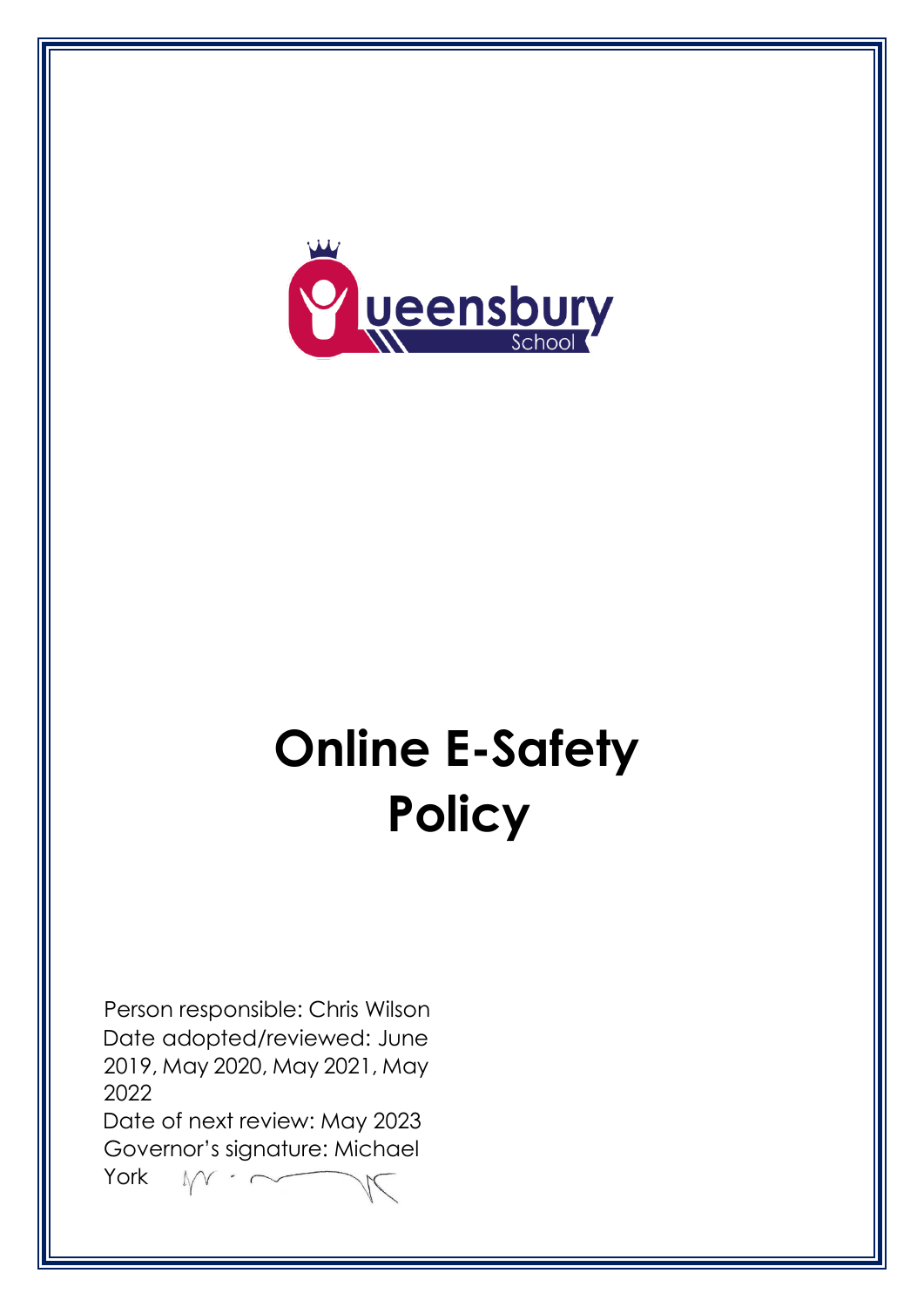Queensbury School

# Online E-Safety Policy

Person responsible: Chris Wilson
Date adopted/reviewed: June 2019, May 2020, May 2021, May 2022
Date of next review: May 2023
Governor's signature: Michael York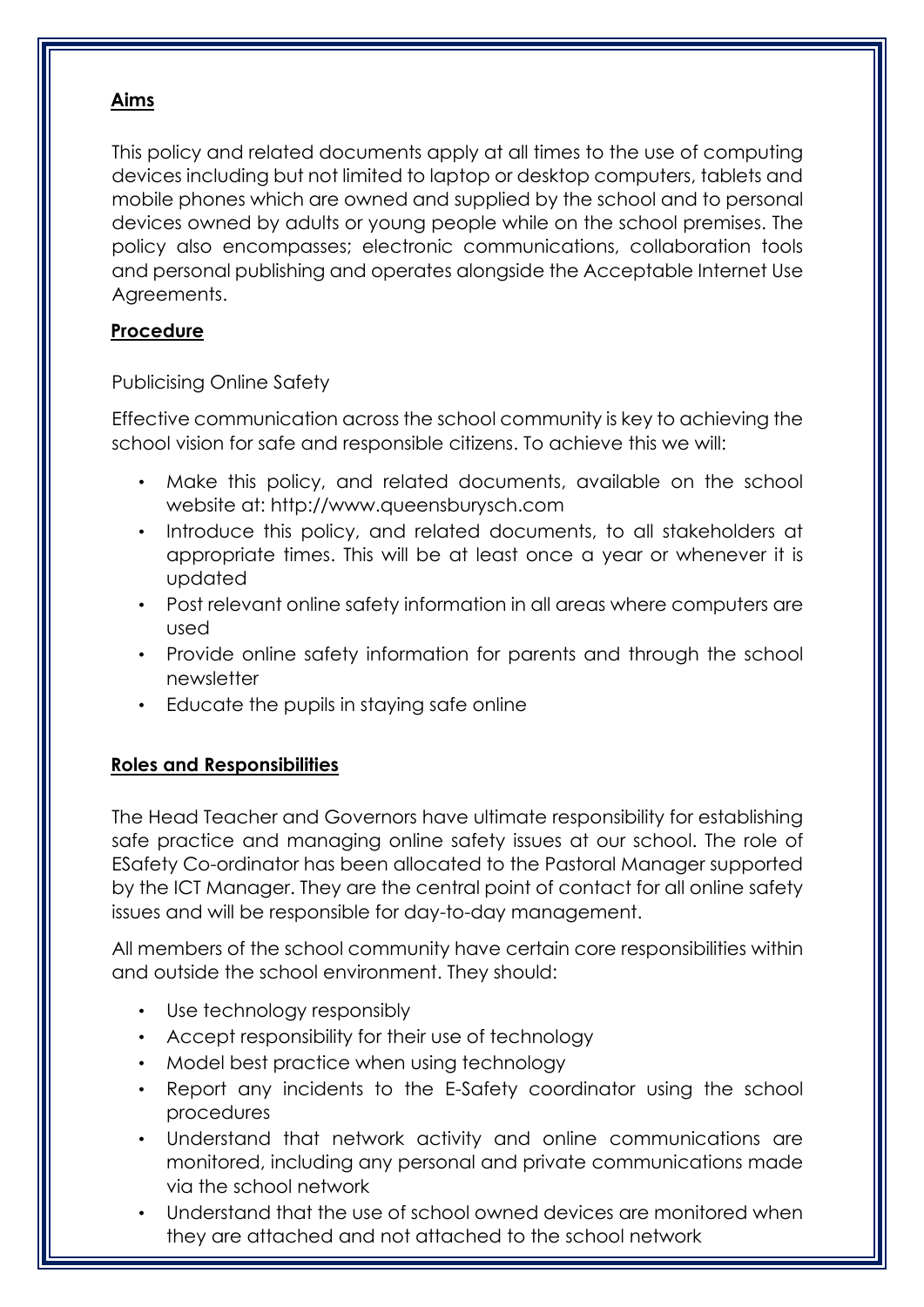## **Aims**

This policy and related documents apply at all times to the use of computing devices including but not limited to laptop or desktop computers, tablets and mobile phones which are owned and supplied by the school and to personal devices owned by adults or young people while on the school premises. The policy also encompasses; electronic communications, collaboration tools and personal publishing and operates alongside the Acceptable Internet Use Agreements.

## **Procedure**

Publicising Online Safety

Effective communication across the school community is key to achieving the school vision for safe and responsible citizens. To achieve this we will:

- Make this policy, and related documents, available on the school website at: http://www.queensburysch.com
- Introduce this policy, and related documents, to all stakeholders at appropriate times. This will be at least once a year or whenever it is updated
- Post relevant online safety information in all areas where computers are used
- Provide online safety information for parents and through the school newsletter
- Educate the pupils in staying safe online

## **Roles and Responsibilities**

The Head Teacher and Governors have ultimate responsibility for establishing safe practice and managing online safety issues at our school. The role of ESafety Co-ordinator has been allocated to the Pastoral Manager supported by the ICT Manager. They are the central point of contact for all online safety issues and will be responsible for day-to-day management.

All members of the school community have certain core responsibilities within and outside the school environment. They should:

- Use technology responsibly
- Accept responsibility for their use of technology
- Model best practice when using technology
- Report any incidents to the E-Safety coordinator using the school procedures
- Understand that network activity and online communications are monitored, including any personal and private communications made via the school network
- Understand that the use of school owned devices are monitored when they are attached and not attached to the school network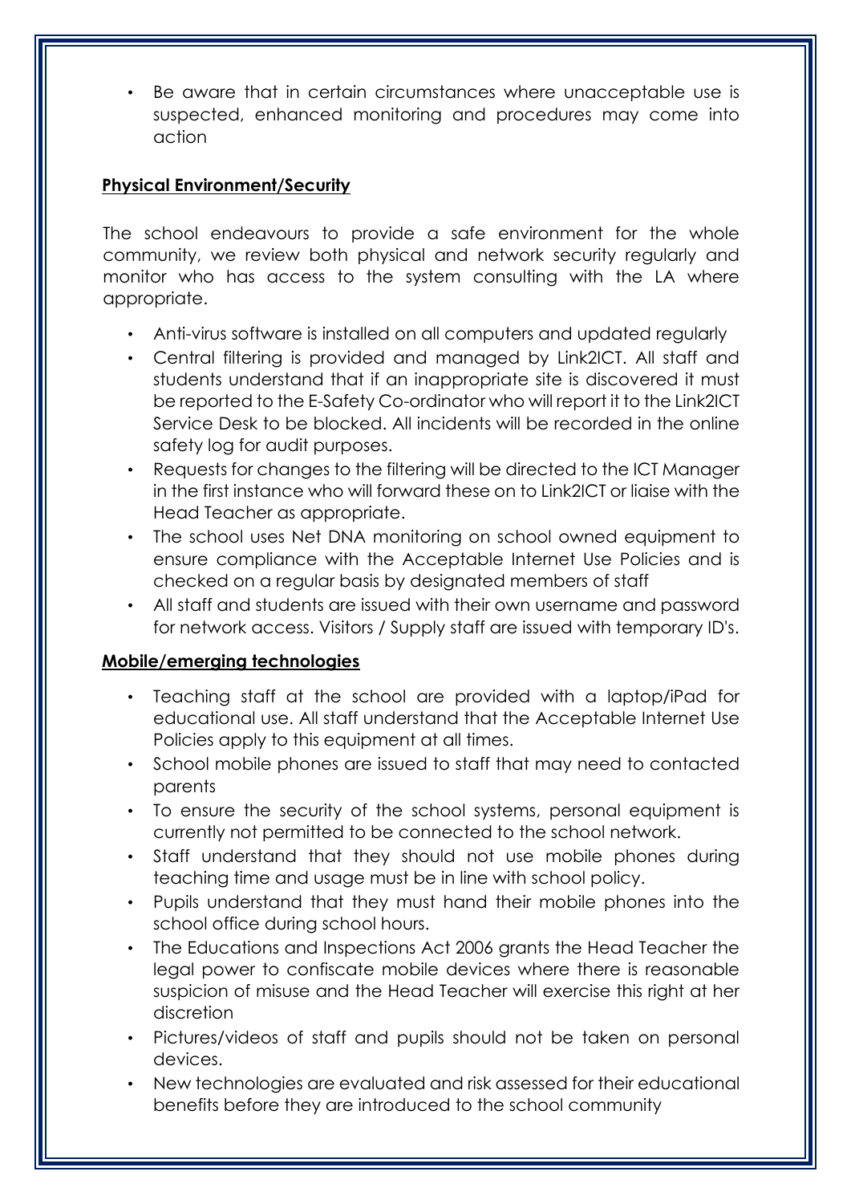- Be aware that in certain circumstances where unacceptable use is suspected, enhanced monitoring and procedures may come into action

**Physical Environment/Security**

The school endeavours to provide a safe environment for the whole community, we review both physical and network security regularly and monitor who has access to the system consulting with the LA where appropriate.

- Anti-virus software is installed on all computers and updated regularly
- Central filtering is provided and managed by Link2ICT. All staff and students understand that if an inappropriate site is discovered it must be reported to the E-Safety Co-ordinator who will report it to the Link2ICT Service Desk to be blocked. All incidents will be recorded in the online safety log for audit purposes.
- Requests for changes to the filtering will be directed to the ICT Manager in the first instance who will forward these on to Link2ICT or liaise with the Head Teacher as appropriate.
- The school uses Net DNA monitoring on school owned equipment to ensure compliance with the Acceptable Internet Use Policies and is checked on a regular basis by designated members of staff
- All staff and students are issued with their own username and password for network access. Visitors / Supply staff are issued with temporary ID's.

**Mobile/emerging technologies**

- Teaching staff at the school are provided with a laptop/iPad for educational use. All staff understand that the Acceptable Internet Use Policies apply to this equipment at all times.
- School mobile phones are issued to staff that may need to contacted parents
- To ensure the security of the school systems, personal equipment is currently not permitted to be connected to the school network.
- Staff understand that they should not use mobile phones during teaching time and usage must be in line with school policy.
- Pupils understand that they must hand their mobile phones into the school office during school hours.
- The Educations and Inspections Act 2006 grants the Head Teacher the legal power to confiscate mobile devices where there is reasonable suspicion of misuse and the Head Teacher will exercise this right at her discretion
- Pictures/videos of staff and pupils should not be taken on personal devices.
- New technologies are evaluated and risk assessed for their educational benefits before they are introduced to the school community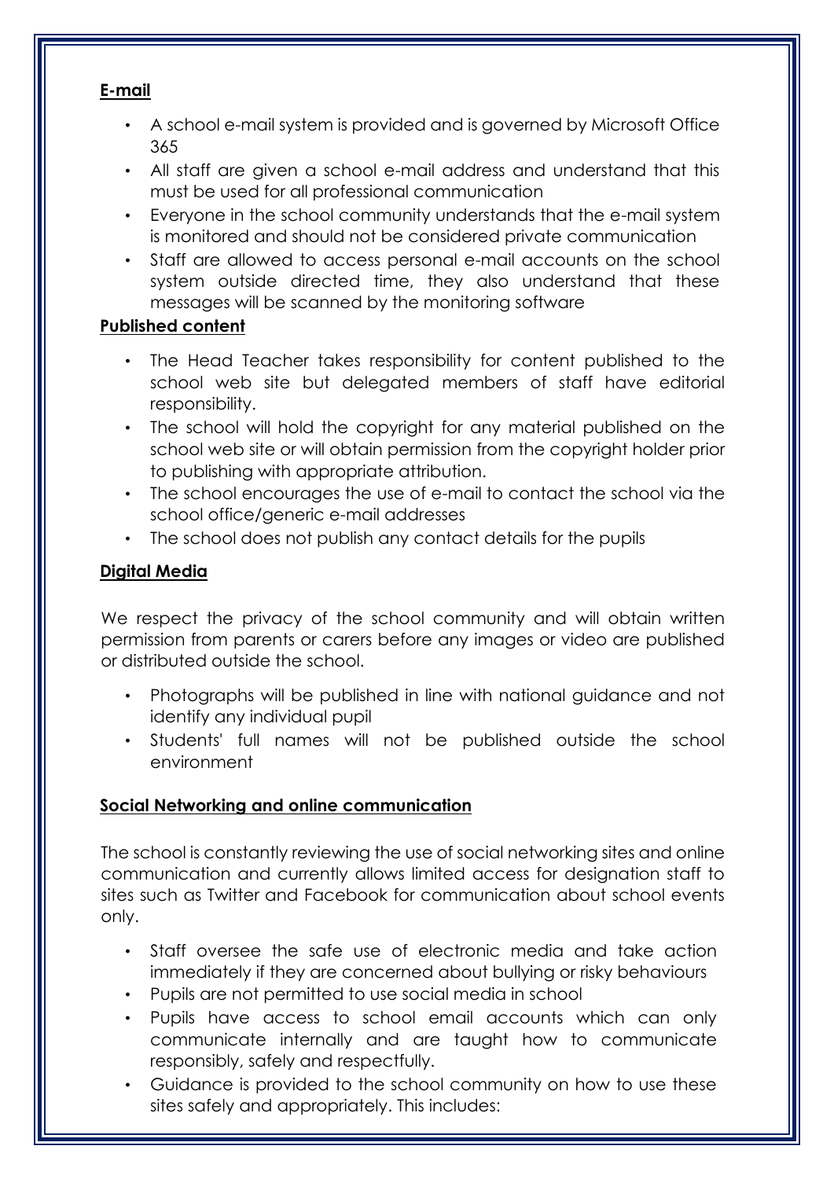**E-mail**

- A school e-mail system is provided and is governed by Microsoft Office 365
- All staff are given a school e-mail address and understand that this must be used for all professional communication
- Everyone in the school community understands that the e-mail system is monitored and should not be considered private communication
- Staff are allowed to access personal e-mail accounts on the school system outside directed time, they also understand that these messages will be scanned by the monitoring software

**Published content**

- The Head Teacher takes responsibility for content published to the school web site but delegated members of staff have editorial responsibility.
- The school will hold the copyright for any material published on the school web site or will obtain permission from the copyright holder prior to publishing with appropriate attribution.
- The school encourages the use of e-mail to contact the school via the school office/generic e-mail addresses
- The school does not publish any contact details for the pupils

**Digital Media**

We respect the privacy of the school community and will obtain written permission from parents or carers before any images or video are published or distributed outside the school.

- Photographs will be published in line with national guidance and not identify any individual pupil
- Students' full names will not be published outside the school environment

**Social Networking and online communication**

The school is constantly reviewing the use of social networking sites and online communication and currently allows limited access for designation staff to sites such as Twitter and Facebook for communication about school events only.

- Staff oversee the safe use of electronic media and take action immediately if they are concerned about bullying or risky behaviours
- Pupils are not permitted to use social media in school
- Pupils have access to school email accounts which can only communicate internally and are taught how to communicate responsibly, safely and respectfully.
- Guidance is provided to the school community on how to use these sites safely and appropriately. This includes: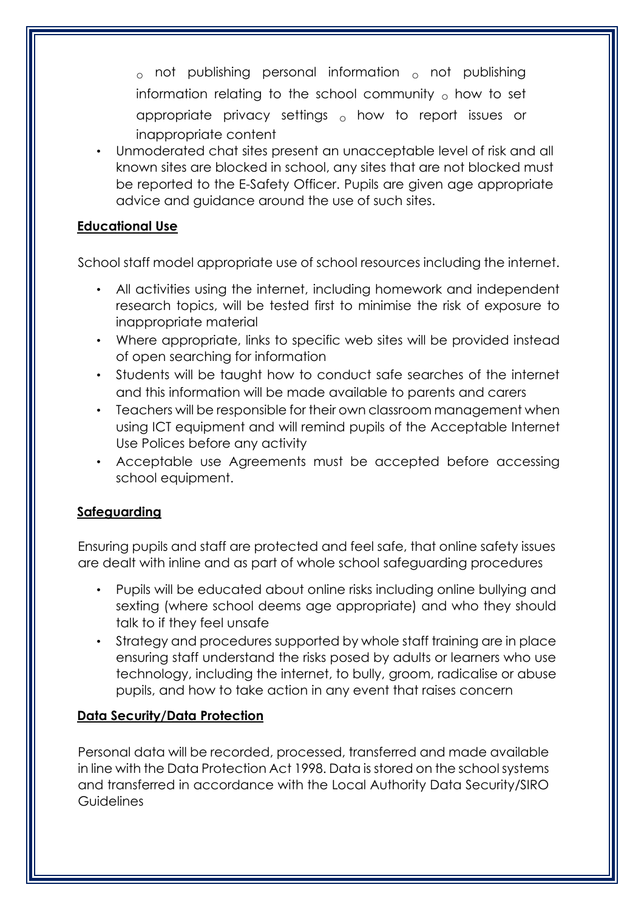- not publishing personal information
- not publishing information relating to the school community
- how to set appropriate privacy settings
- how to report issues or inappropriate content

- Unmoderated chat sites present an unacceptable level of risk and all known sites are blocked in school, any sites that are not blocked must be reported to the E-Safety Officer. Pupils are given age appropriate advice and guidance around the use of such sites.

**Educational Use**

School staff model appropriate use of school resources including the internet.

- All activities using the internet, including homework and independent research topics, will be tested first to minimise the risk of exposure to inappropriate material
- Where appropriate, links to specific web sites will be provided instead of open searching for information
- Students will be taught how to conduct safe searches of the internet and this information will be made available to parents and carers
- Teachers will be responsible for their own classroom management when using ICT equipment and will remind pupils of the Acceptable Internet Use Polices before any activity
- Acceptable use Agreements must be accepted before accessing school equipment.

**Safeguarding**

Ensuring pupils and staff are protected and feel safe, that online safety issues are dealt with inline and as part of whole school safeguarding procedures

- Pupils will be educated about online risks including online bullying and sexting (where school deems age appropriate) and who they should talk to if they feel unsafe
- Strategy and procedures supported by whole staff training are in place ensuring staff understand the risks posed by adults or learners who use technology, including the internet, to bully, groom, radicalise or abuse pupils, and how to take action in any event that raises concern

**Data Security/Data Protection**

Personal data will be recorded, processed, transferred and made available in line with the Data Protection Act 1998. Data is stored on the school systems and transferred in accordance with the Local Authority Data Security/SIRO Guidelines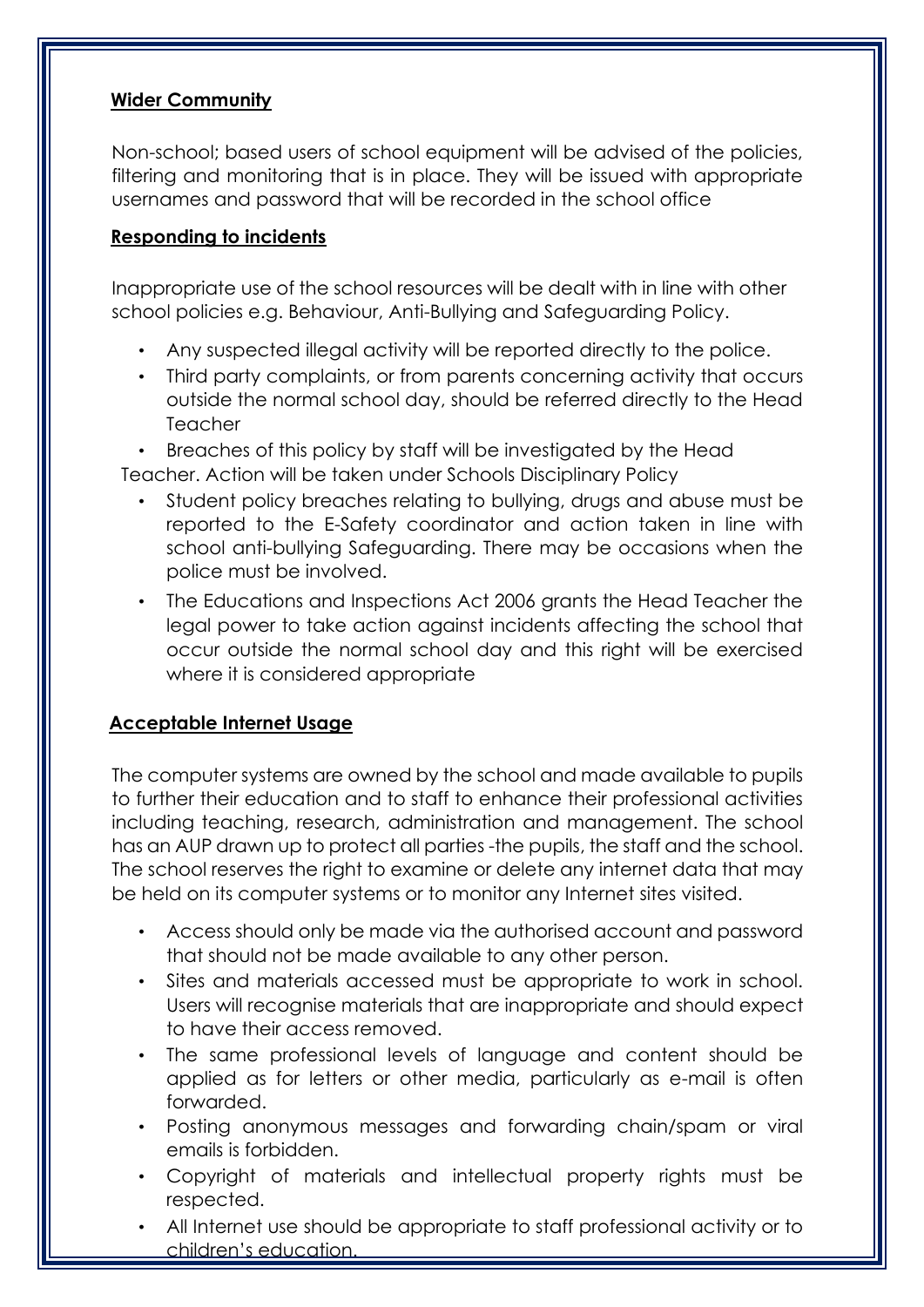**Wider Community**

Non-school; based users of school equipment will be advised of the policies, filtering and monitoring that is in place. They will be issued with appropriate usernames and password that will be recorded in the school office

**Responding to incidents**

Inappropriate use of the school resources will be dealt with in line with other school policies e.g. Behaviour, Anti-Bullying and Safeguarding Policy.

- Any suspected illegal activity will be reported directly to the police.
- Third party complaints, or from parents concerning activity that occurs outside the normal school day, should be referred directly to the Head Teacher
- Breaches of this policy by staff will be investigated by the Head Teacher. Action will be taken under Schools Disciplinary Policy
- Student policy breaches relating to bullying, drugs and abuse must be reported to the E-Safety coordinator and action taken in line with school anti-bullying Safeguarding. There may be occasions when the police must be involved.
- The Educations and Inspections Act 2006 grants the Head Teacher the legal power to take action against incidents affecting the school that occur outside the normal school day and this right will be exercised where it is considered appropriate

**Acceptable Internet Usage**

The computer systems are owned by the school and made available to pupils to further their education and to staff to enhance their professional activities including teaching, research, administration and management. The school has an AUP drawn up to protect all parties -the pupils, the staff and the school. The school reserves the right to examine or delete any internet data that may be held on its computer systems or to monitor any Internet sites visited.

- Access should only be made via the authorised account and password that should not be made available to any other person.
- Sites and materials accessed must be appropriate to work in school. Users will recognise materials that are inappropriate and should expect to have their access removed.
- The same professional levels of language and content should be applied as for letters or other media, particularly as e-mail is often forwarded.
- Posting anonymous messages and forwarding chain/spam or viral emails is forbidden.
- Copyright of materials and intellectual property rights must be respected.
- All Internet use should be appropriate to staff professional activity or to children's education.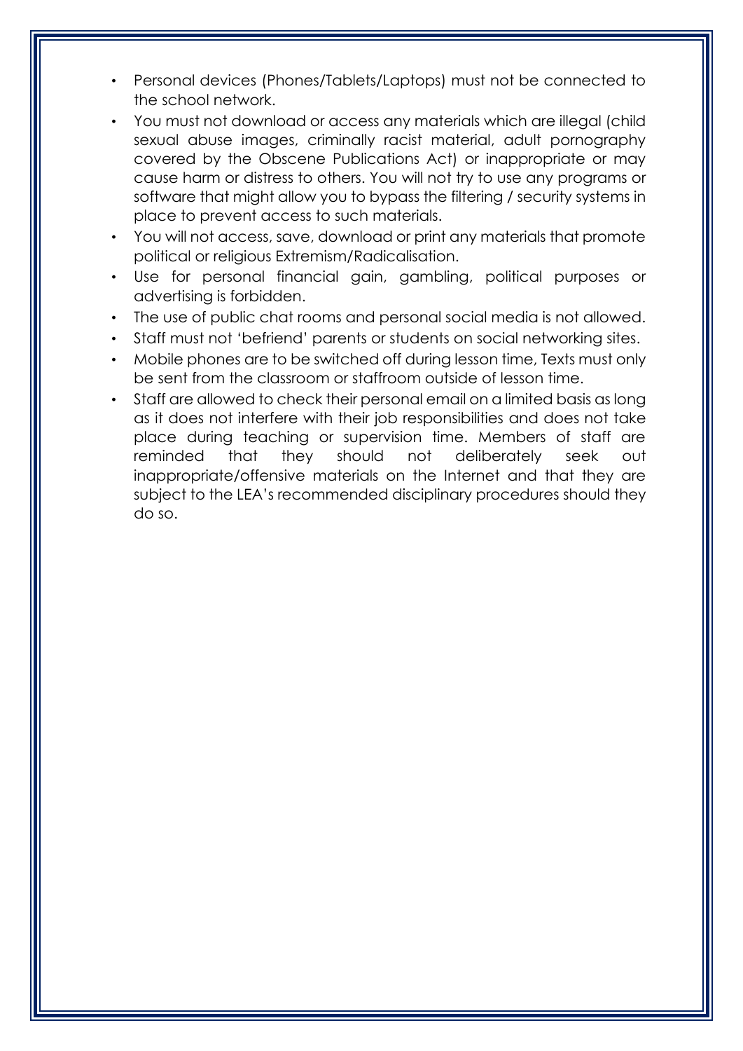- Personal devices (Phones/Tablets/Laptops) must not be connected to the school network.
- You must not download or access any materials which are illegal (child sexual abuse images, criminally racist material, adult pornography covered by the Obscene Publications Act) or inappropriate or may cause harm or distress to others. You will not try to use any programs or software that might allow you to bypass the filtering / security systems in place to prevent access to such materials.
- You will not access, save, download or print any materials that promote political or religious Extremism/Radicalisation.
- Use for personal financial gain, gambling, political purposes or advertising is forbidden.
- The use of public chat rooms and personal social media is not allowed.
- Staff must not 'befriend' parents or students on social networking sites.
- Mobile phones are to be switched off during lesson time, Texts must only be sent from the classroom or staffroom outside of lesson time.
- Staff are allowed to check their personal email on a limited basis as long as it does not interfere with their job responsibilities and does not take place during teaching or supervision time. Members of staff are reminded that they should not deliberately seek out inappropriate/offensive materials on the Internet and that they are subject to the LEA's recommended disciplinary procedures should they do so.